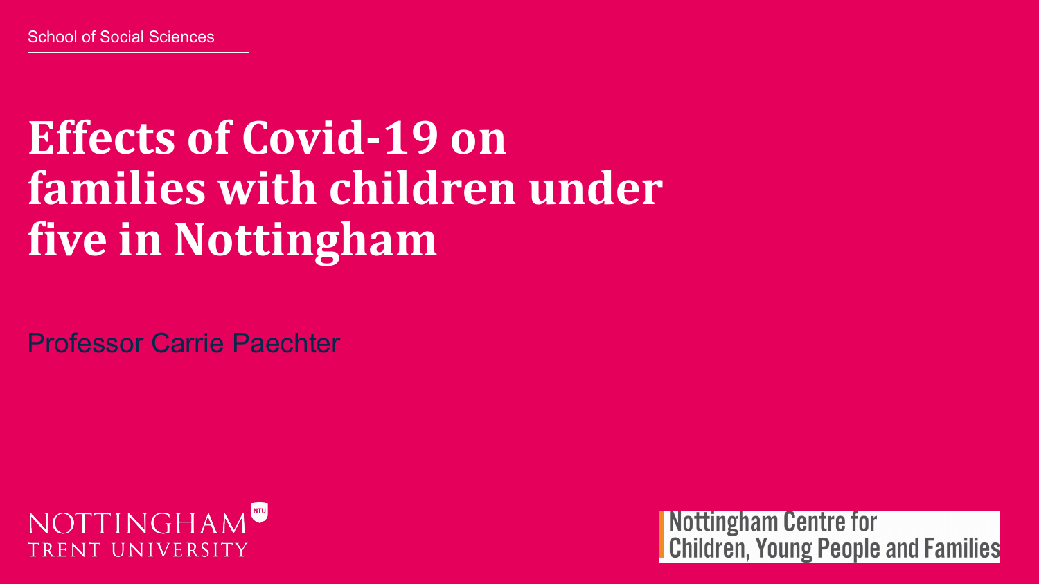School of Social Sciences

# Effects of Covid-19 on families with children under five in Nottingham

Professor Carrie Paechter

NOTTINGHAM TRENT UNIVERSITY

Nottingham Centre for Children, Young People and Families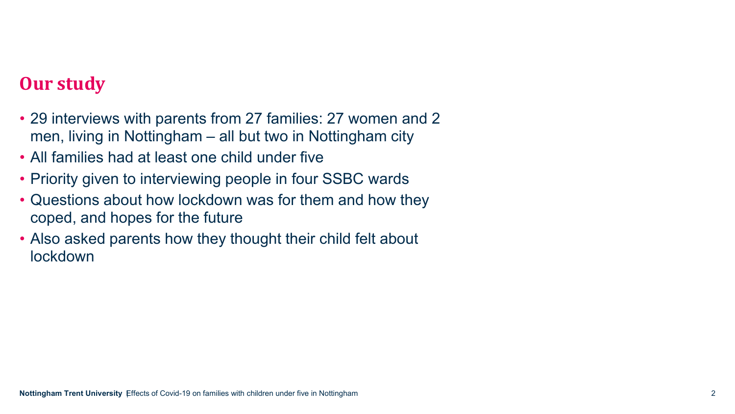## Our study

- 29 interviews with parents from 27 families: 27 women and 2 men, living in Nottingham – all but two in Nottingham city
- All families had at least one child under five
- Priority given to interviewing people in four SSBC wards
- Questions about how lockdown was for them and how they coped, and hopes for the future
- Also asked parents how they thought their child felt about lockdown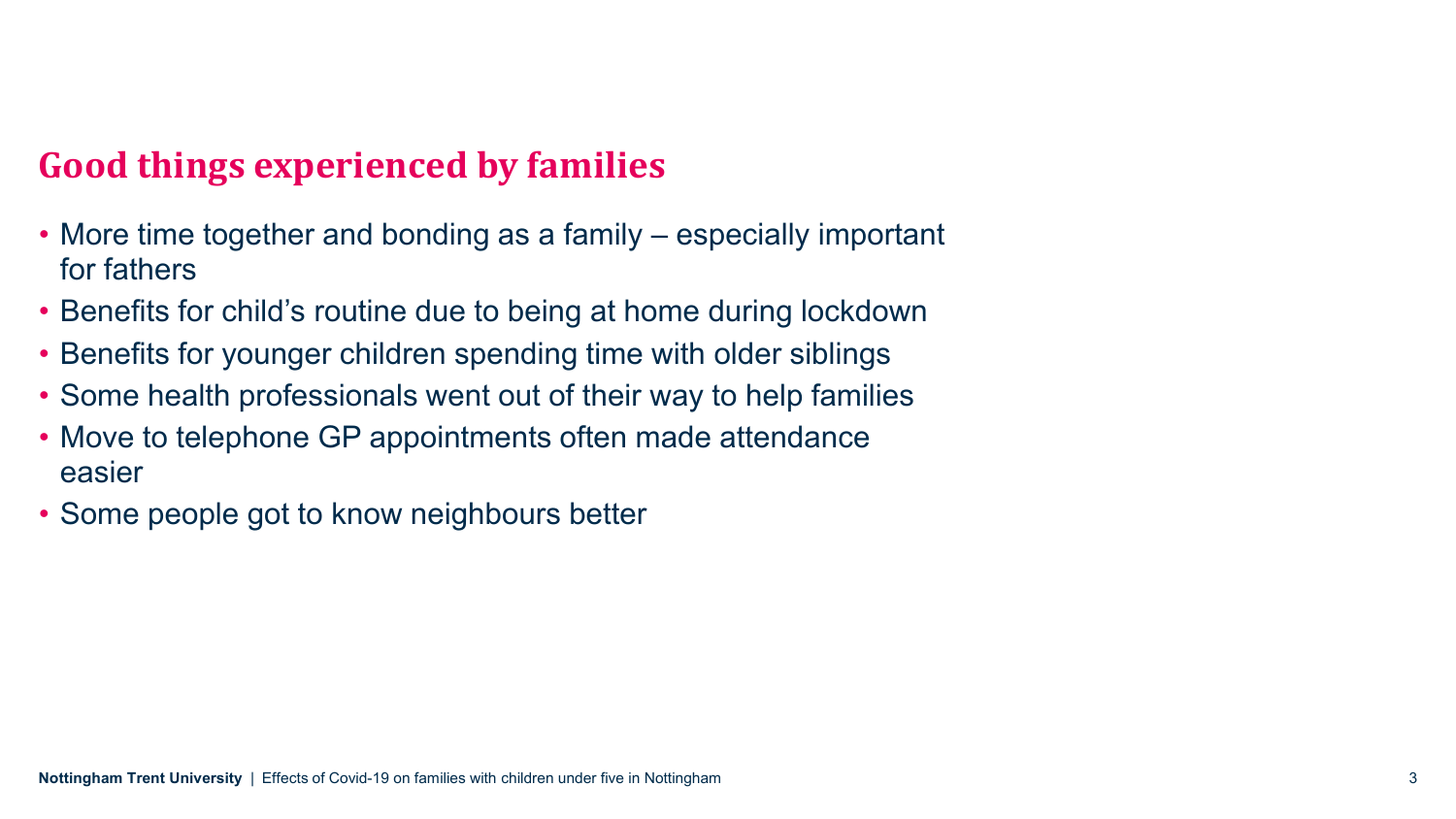## Good things experienced by families

- More time together and bonding as a family – especially important for fathers
- Benefits for child's routine due to being at home during lockdown
- Benefits for younger children spending time with older siblings
- Some health professionals went out of their way to help families
- Move to telephone GP appointments often made attendance easier
- Some people got to know neighbours better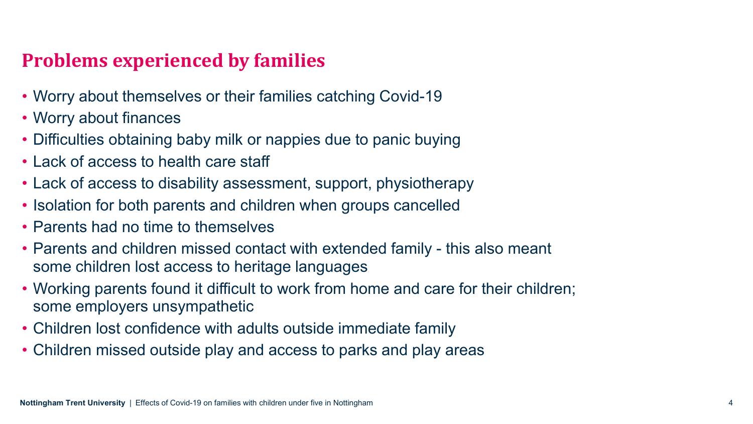## Problems experienced by families

- Worry about themselves or their families catching Covid-19
- Worry about finances
- Difficulties obtaining baby milk or nappies due to panic buying
- Lack of access to health care staff
- Lack of access to disability assessment, support, physiotherapy
- Isolation for both parents and children when groups cancelled
- Parents had no time to themselves
- Parents and children missed contact with extended family - this also meant some children lost access to heritage languages
- Working parents found it difficult to work from home and care for their children; some employers unsympathetic
- Children lost confidence with adults outside immediate family
- Children missed outside play and access to parks and play areas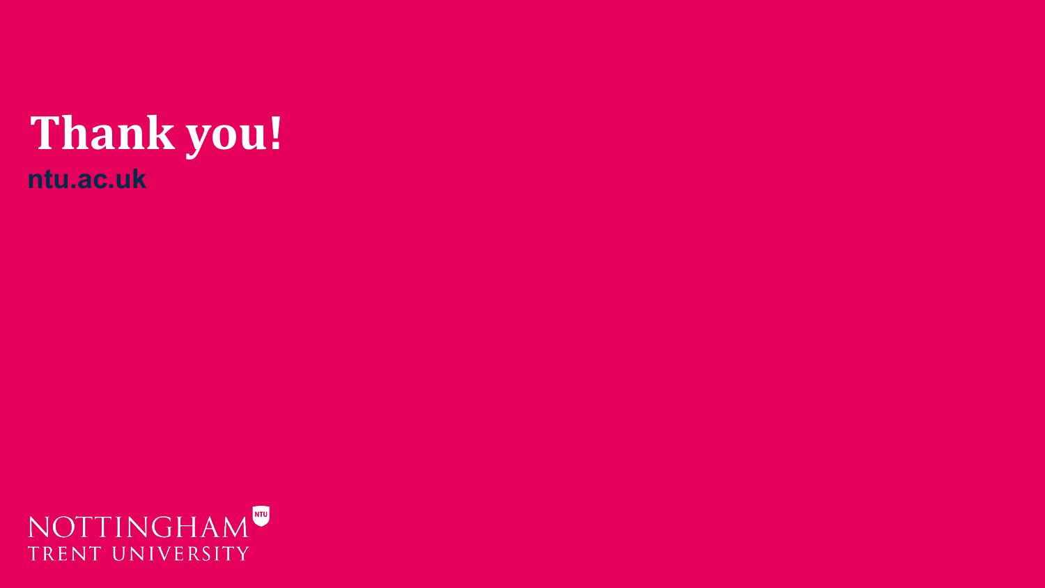# Thank you!

**ntu.ac.uk**

NOTTINGHAM TRENT UNIVERSITY